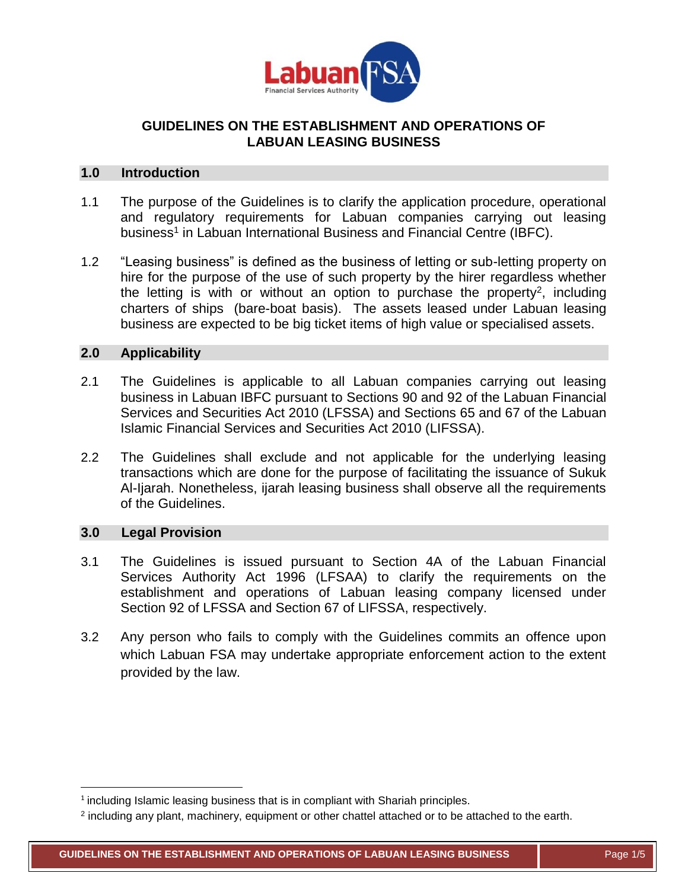# GUIDELINES ON THE ESTABLISHMENT AND OPERATIONS OF LABUAN LEASING BUSINESS

## 1.0 Introduction

1.1 The purpose of the Guidelines is to clarify the application procedure, operational and regulatory requirements for Labuan companies carrying out leasing business[1] in Labuan International Business and Financial Centre (IBFC).

1.2 "Leasing business" is defined as the business of letting or sub-letting property on hire for the purpose of the use of such property by the hirer regardless whether the letting is with or without an option to purchase the property[2], including charters of ships (bare-boat basis). The assets leased under Labuan leasing business are expected to be big ticket items of high value or specialised assets.

## 2.0 Applicability

2.1 The Guidelines is applicable to all Labuan companies carrying out leasing business in Labuan IBFC pursuant to Sections 90 and 92 of the Labuan Financial Services and Securities Act 2010 (LFSSA) and Sections 65 and 67 of the Labuan Islamic Financial Services and Securities Act 2010 (LIFSSA).

2.2 The Guidelines shall exclude and not applicable for the underlying leasing transactions which are done for the purpose of facilitating the issuance of Sukuk Al-Ijarah. Nonetheless, ijarah leasing business shall observe all the requirements of the Guidelines.

## 3.0 Legal Provision

3.1 The Guidelines is issued pursuant to Section 4A of the Labuan Financial Services Authority Act 1996 (LFSAA) to clarify the requirements on the establishment and operations of Labuan leasing company licensed under Section 92 of LFSSA and Section 67 of LIFSSA, respectively.

3.2 Any person who fails to comply with the Guidelines commits an offence upon which Labuan FSA may undertake appropriate enforcement action to the extent provided by the law.

---

[1] including Islamic leasing business that is in compliant with Shariah principles.

[2] including any plant, machinery, equipment or other chattel attached or to be attached to the earth.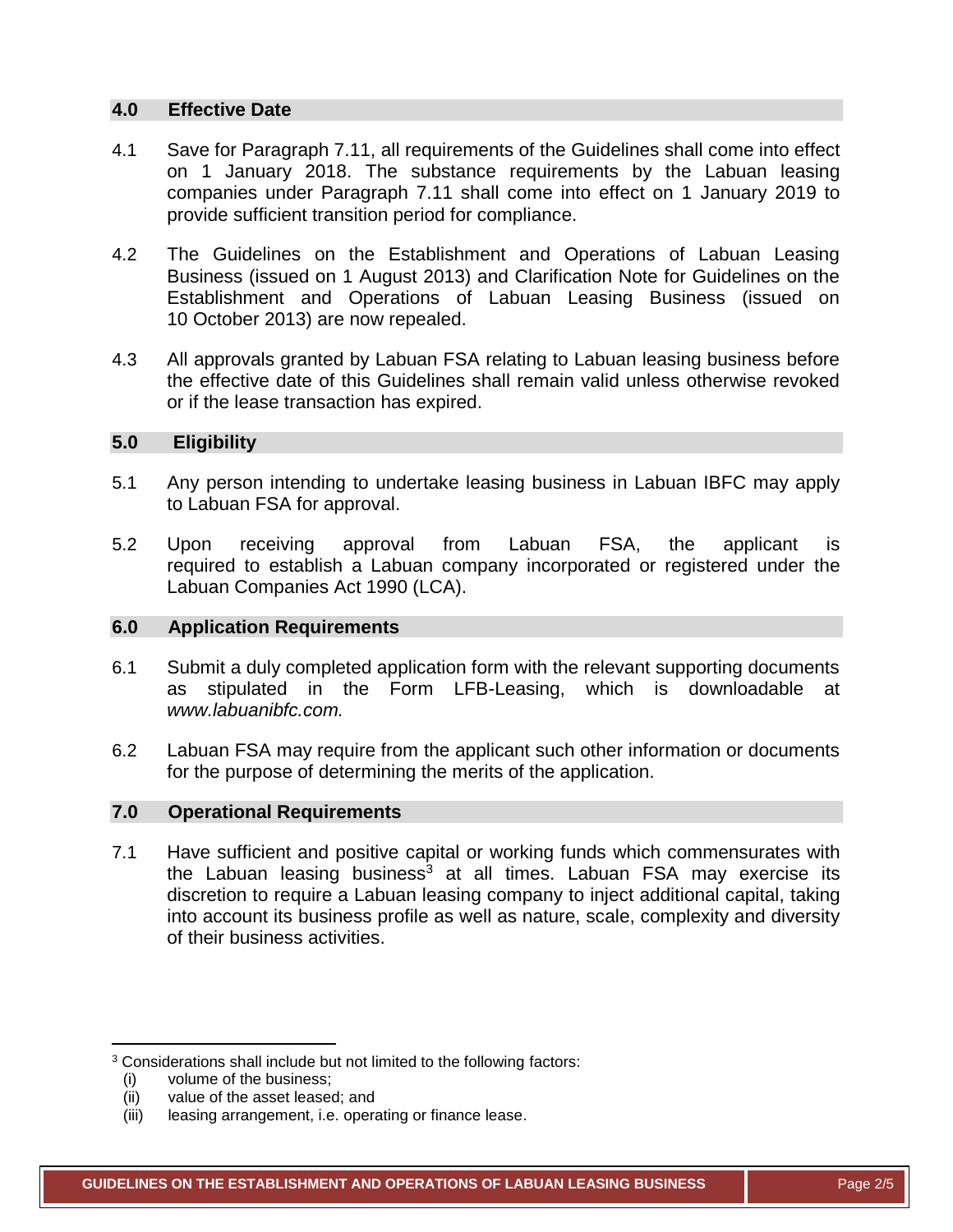## 4.0 Effective Date

4.1 Save for Paragraph 7.11, all requirements of the Guidelines shall come into effect on 1 January 2018. The substance requirements by the Labuan leasing companies under Paragraph 7.11 shall come into effect on 1 January 2019 to provide sufficient transition period for compliance.

4.2 The Guidelines on the Establishment and Operations of Labuan Leasing Business (issued on 1 August 2013) and Clarification Note for Guidelines on the Establishment and Operations of Labuan Leasing Business (issued on 10 October 2013) are now repealed.

4.3 All approvals granted by Labuan FSA relating to Labuan leasing business before the effective date of this Guidelines shall remain valid unless otherwise revoked or if the lease transaction has expired.

## 5.0 Eligibility

5.1 Any person intending to undertake leasing business in Labuan IBFC may apply to Labuan FSA for approval.

5.2 Upon receiving approval from Labuan FSA, the applicant is required to establish a Labuan company incorporated or registered under the Labuan Companies Act 1990 (LCA).

## 6.0 Application Requirements

6.1 Submit a duly completed application form with the relevant supporting documents as stipulated in the Form LFB-Leasing, which is downloadable at *www.labuanibfc.com.*

6.2 Labuan FSA may require from the applicant such other information or documents for the purpose of determining the merits of the application.

## 7.0 Operational Requirements

7.1 Have sufficient and positive capital or working funds which commensurates with the Labuan leasing business[3] at all times. Labuan FSA may exercise its discretion to require a Labuan leasing company to inject additional capital, taking into account its business profile as well as nature, scale, complexity and diversity of their business activities.

---

[3] Considerations shall include but not limited to the following factors:
(i) volume of the business;
(ii) value of the asset leased; and
(iii) leasing arrangement, i.e. operating or finance lease.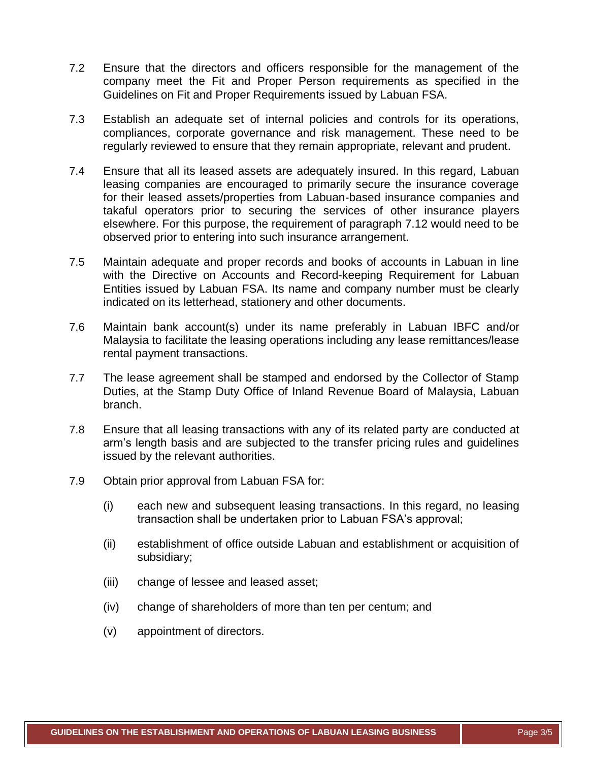7.2 Ensure that the directors and officers responsible for the management of the company meet the Fit and Proper Person requirements as specified in the Guidelines on Fit and Proper Requirements issued by Labuan FSA.

7.3 Establish an adequate set of internal policies and controls for its operations, compliances, corporate governance and risk management. These need to be regularly reviewed to ensure that they remain appropriate, relevant and prudent.

7.4 Ensure that all its leased assets are adequately insured. In this regard, Labuan leasing companies are encouraged to primarily secure the insurance coverage for their leased assets/properties from Labuan-based insurance companies and takaful operators prior to securing the services of other insurance players elsewhere. For this purpose, the requirement of paragraph 7.12 would need to be observed prior to entering into such insurance arrangement.

7.5 Maintain adequate and proper records and books of accounts in Labuan in line with the Directive on Accounts and Record-keeping Requirement for Labuan Entities issued by Labuan FSA. Its name and company number must be clearly indicated on its letterhead, stationery and other documents.

7.6 Maintain bank account(s) under its name preferably in Labuan IBFC and/or Malaysia to facilitate the leasing operations including any lease remittances/lease rental payment transactions.

7.7 The lease agreement shall be stamped and endorsed by the Collector of Stamp Duties, at the Stamp Duty Office of Inland Revenue Board of Malaysia, Labuan branch.

7.8 Ensure that all leasing transactions with any of its related party are conducted at arm's length basis and are subjected to the transfer pricing rules and guidelines issued by the relevant authorities.

7.9 Obtain prior approval from Labuan FSA for:

(i) each new and subsequent leasing transactions. In this regard, no leasing transaction shall be undertaken prior to Labuan FSA's approval;

(ii) establishment of office outside Labuan and establishment or acquisition of subsidiary;

(iii) change of lessee and leased asset;

(iv) change of shareholders of more than ten per centum; and

(v) appointment of directors.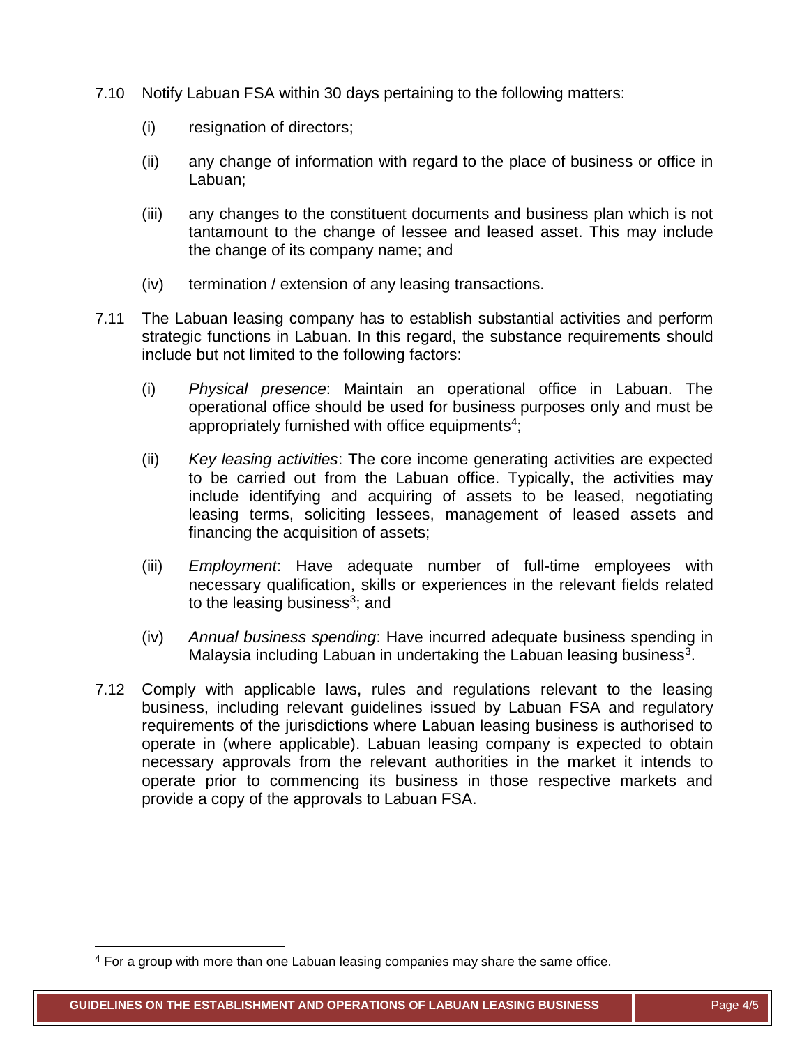7.10 Notify Labuan FSA within 30 days pertaining to the following matters:

(i) resignation of directors;

(ii) any change of information with regard to the place of business or office in Labuan;

(iii) any changes to the constituent documents and business plan which is not tantamount to the change of lessee and leased asset. This may include the change of its company name; and

(iv) termination / extension of any leasing transactions.

7.11 The Labuan leasing company has to establish substantial activities and perform strategic functions in Labuan. In this regard, the substance requirements should include but not limited to the following factors:

(i) *Physical presence*: Maintain an operational office in Labuan. The operational office should be used for business purposes only and must be appropriately furnished with office equipments[4];

(ii) *Key leasing activities*: The core income generating activities are expected to be carried out from the Labuan office. Typically, the activities may include identifying and acquiring of assets to be leased, negotiating leasing terms, soliciting lessees, management of leased assets and financing the acquisition of assets;

(iii) *Employment*: Have adequate number of full-time employees with necessary qualification, skills or experiences in the relevant fields related to the leasing business[3]; and

(iv) *Annual business spending*: Have incurred adequate business spending in Malaysia including Labuan in undertaking the Labuan leasing business[3].

7.12 Comply with applicable laws, rules and regulations relevant to the leasing business, including relevant guidelines issued by Labuan FSA and regulatory requirements of the jurisdictions where Labuan leasing business is authorised to operate in (where applicable). Labuan leasing company is expected to obtain necessary approvals from the relevant authorities in the market it intends to operate prior to commencing its business in those respective markets and provide a copy of the approvals to Labuan FSA.

---

[4] For a group with more than one Labuan leasing companies may share the same office.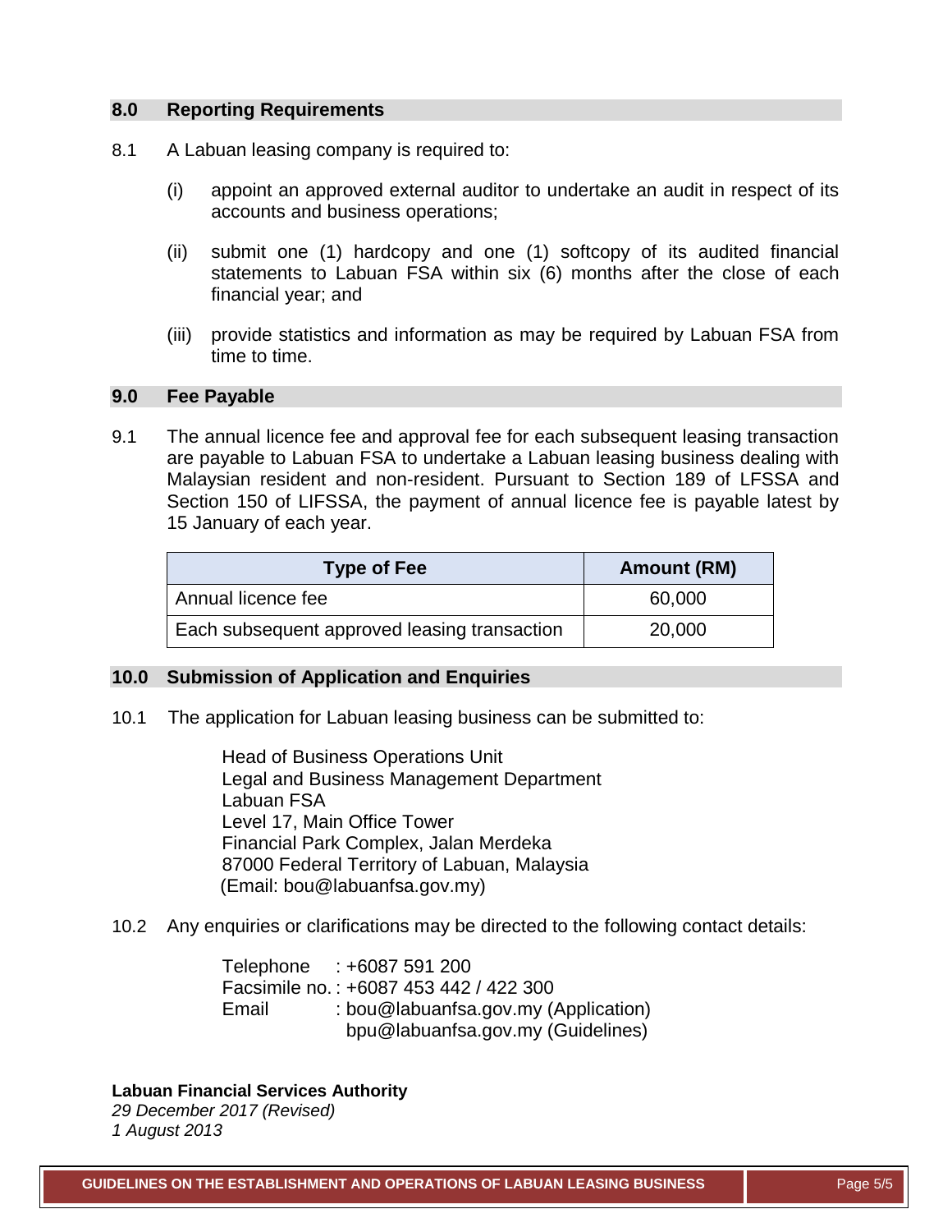## 8.0 Reporting Requirements

8.1 A Labuan leasing company is required to:

(i) appoint an approved external auditor to undertake an audit in respect of its accounts and business operations;

(ii) submit one (1) hardcopy and one (1) softcopy of its audited financial statements to Labuan FSA within six (6) months after the close of each financial year; and

(iii) provide statistics and information as may be required by Labuan FSA from time to time.

## 9.0 Fee Payable

9.1 The annual licence fee and approval fee for each subsequent leasing transaction are payable to Labuan FSA to undertake a Labuan leasing business dealing with Malaysian resident and non-resident. Pursuant to Section 189 of LFSSA and Section 150 of LIFSSA, the payment of annual licence fee is payable latest by 15 January of each year.

| Type of Fee | Amount (RM) |
|---|---|
| Annual licence fee | 60,000 |
| Each subsequent approved leasing transaction | 20,000 |

## 10.0 Submission of Application and Enquiries

10.1 The application for Labuan leasing business can be submitted to:

Head of Business Operations Unit
Legal and Business Management Department
Labuan FSA
Level 17, Main Office Tower
Financial Park Complex, Jalan Merdeka
87000 Federal Territory of Labuan, Malaysia
(Email: bou@labuanfsa.gov.my)

10.2 Any enquiries or clarifications may be directed to the following contact details:

Telephone : +6087 591 200
Facsimile no. : +6087 453 442 / 422 300
Email : bou@labuanfsa.gov.my (Application)
bpu@labuanfsa.gov.my (Guidelines)

**Labuan Financial Services Authority**
*29 December 2017 (Revised)*
*1 August 2013*